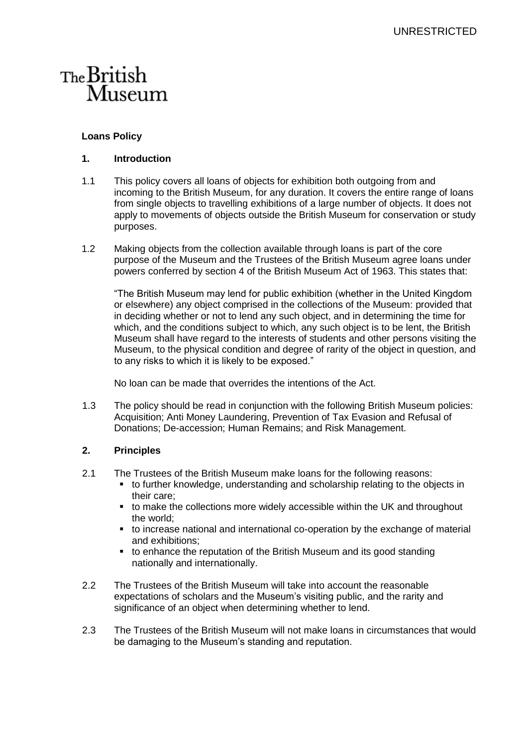**Loans Policy**

## 1. Introduction

1.1 This policy covers all loans of objects for exhibition both outgoing from and incoming to the British Museum, for any duration. It covers the entire range of loans from single objects to travelling exhibitions of a large number of objects. It does not apply to movements of objects outside the British Museum for conservation or study purposes.

1.2 Making objects from the collection available through loans is part of the core purpose of the Museum and the Trustees of the British Museum agree loans under powers conferred by section 4 of the British Museum Act of 1963. This states that:

"The British Museum may lend for public exhibition (whether in the United Kingdom or elsewhere) any object comprised in the collections of the Museum: provided that in deciding whether or not to lend any such object, and in determining the time for which, and the conditions subject to which, any such object is to be lent, the British Museum shall have regard to the interests of students and other persons visiting the Museum, to the physical condition and degree of rarity of the object in question, and to any risks to which it is likely to be exposed."

No loan can be made that overrides the intentions of the Act.

1.3 The policy should be read in conjunction with the following British Museum policies: Acquisition; Anti Money Laundering, Prevention of Tax Evasion and Refusal of Donations; De-accession; Human Remains; and Risk Management.

## 2. Principles

2.1 The Trustees of the British Museum make loans for the following reasons:

- to further knowledge, understanding and scholarship relating to the objects in their care;
- to make the collections more widely accessible within the UK and throughout the world;
- to increase national and international co-operation by the exchange of material and exhibitions;
- to enhance the reputation of the British Museum and its good standing nationally and internationally.

2.2 The Trustees of the British Museum will take into account the reasonable expectations of scholars and the Museum's visiting public, and the rarity and significance of an object when determining whether to lend.

2.3 The Trustees of the British Museum will not make loans in circumstances that would be damaging to the Museum's standing and reputation.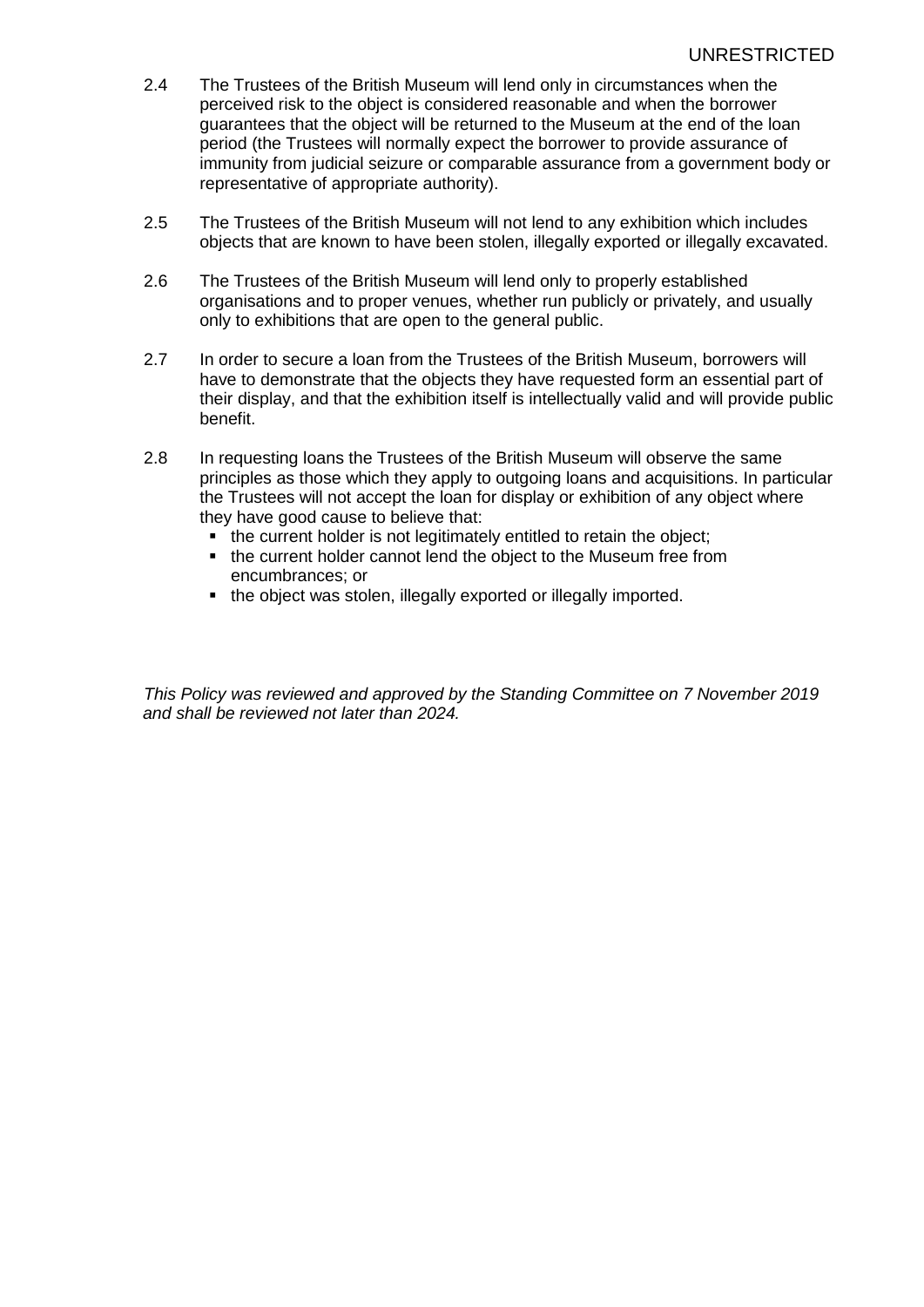2.4 The Trustees of the British Museum will lend only in circumstances when the perceived risk to the object is considered reasonable and when the borrower guarantees that the object will be returned to the Museum at the end of the loan period (the Trustees will normally expect the borrower to provide assurance of immunity from judicial seizure or comparable assurance from a government body or representative of appropriate authority).

2.5 The Trustees of the British Museum will not lend to any exhibition which includes objects that are known to have been stolen, illegally exported or illegally excavated.

2.6 The Trustees of the British Museum will lend only to properly established organisations and to proper venues, whether run publicly or privately, and usually only to exhibitions that are open to the general public.

2.7 In order to secure a loan from the Trustees of the British Museum, borrowers will have to demonstrate that the objects they have requested form an essential part of their display, and that the exhibition itself is intellectually valid and will provide public benefit.

2.8 In requesting loans the Trustees of the British Museum will observe the same principles as those which they apply to outgoing loans and acquisitions. In particular the Trustees will not accept the loan for display or exhibition of any object where they have good cause to believe that:

- the current holder is not legitimately entitled to retain the object;
- the current holder cannot lend the object to the Museum free from encumbrances; or
- the object was stolen, illegally exported or illegally imported.

*This Policy was reviewed and approved by the Standing Committee on 7 November 2019 and shall be reviewed not later than 2024.*